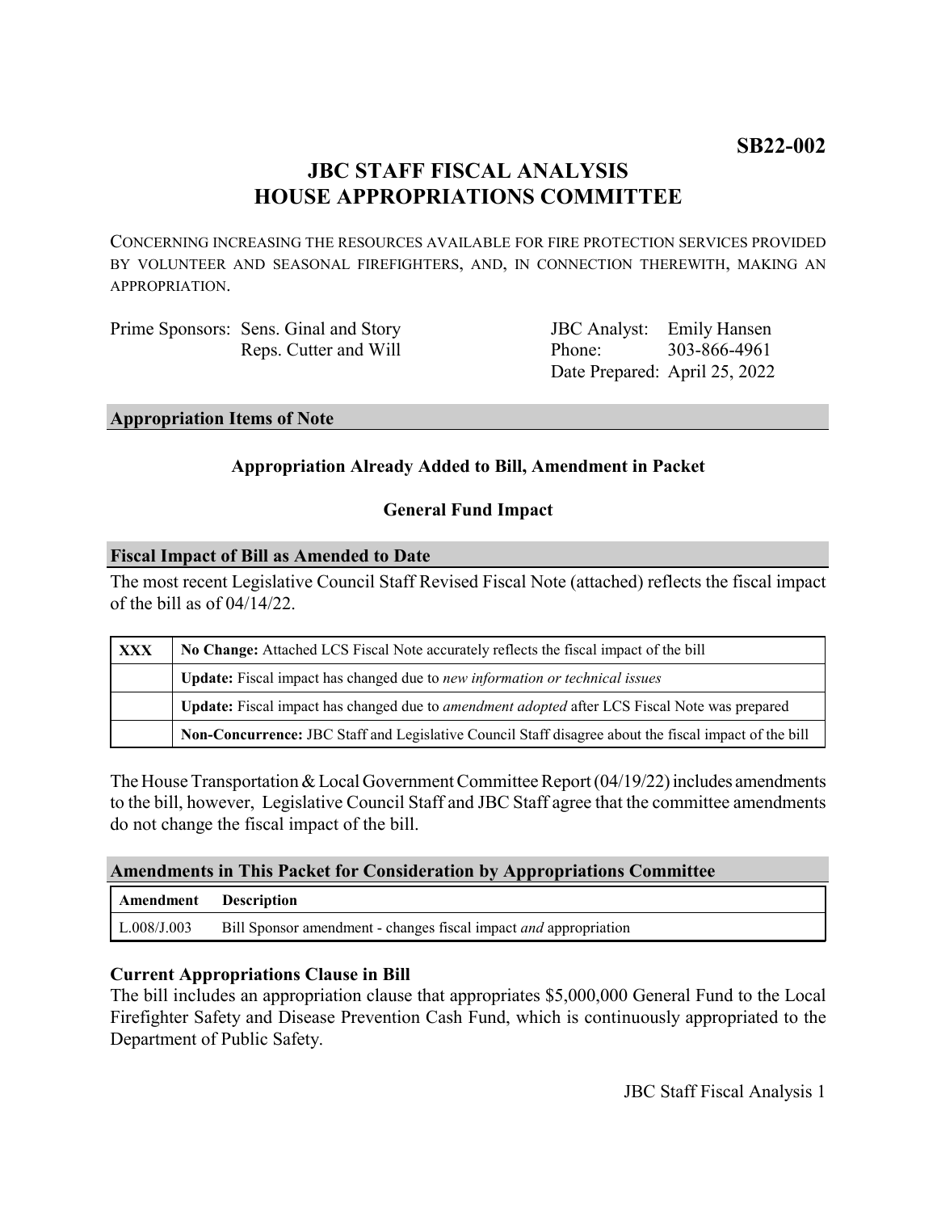**SB22-002**

# JBC STAFF FISCAL ANALYSIS
# HOUSE APPROPRIATIONS COMMITTEE

CONCERNING INCREASING THE RESOURCES AVAILABLE FOR FIRE PROTECTION SERVICES PROVIDED BY VOLUNTEER AND SEASONAL FIREFIGHTERS, AND, IN CONNECTION THEREWITH, MAKING AN APPROPRIATION.

Prime Sponsors: Sens. Ginal and Story
Reps. Cutter and Will

JBC Analyst: Emily Hansen
Phone: 303-866-4961
Date Prepared: April 25, 2022

## Appropriation Items of Note

**Appropriation Already Added to Bill, Amendment in Packet**

**General Fund Impact**

## Fiscal Impact of Bill as Amended to Date

The most recent Legislative Council Staff Revised Fiscal Note (attached) reflects the fiscal impact of the bill as of 04/14/22.

| | |
|---|---|
| XXX | **No Change:** Attached LCS Fiscal Note accurately reflects the fiscal impact of the bill |
| | **Update:** Fiscal impact has changed due to *new information or technical issues* |
| | **Update:** Fiscal impact has changed due to *amendment adopted* after LCS Fiscal Note was prepared |
| | **Non-Concurrence:** JBC Staff and Legislative Council Staff disagree about the fiscal impact of the bill |

The House Transportation & Local Government Committee Report (04/19/22) includes amendments to the bill, however, Legislative Council Staff and JBC Staff agree that the committee amendments do not change the fiscal impact of the bill.

## Amendments in This Packet for Consideration by Appropriations Committee

| Amendment | Description |
|---|---|
| L.008/J.003 | Bill Sponsor amendment - changes fiscal impact *and* appropriation |

### Current Appropriations Clause in Bill

The bill includes an appropriation clause that appropriates $5,000,000 General Fund to the Local Firefighter Safety and Disease Prevention Cash Fund, which is continuously appropriated to the Department of Public Safety.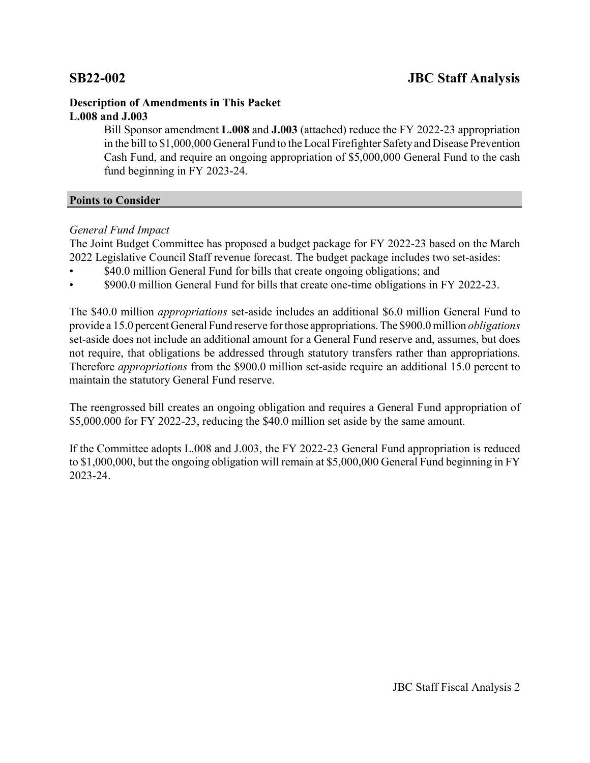## SB22-002 JBC Staff Analysis

**Description of Amendments in This Packet**

**L.008 and J.003**

Bill Sponsor amendment **L.008** and **J.003** (attached) reduce the FY 2022-23 appropriation in the bill to $1,000,000 General Fund to the Local Firefighter Safety and Disease Prevention Cash Fund, and require an ongoing appropriation of $5,000,000 General Fund to the cash fund beginning in FY 2023-24.

### Points to Consider

*General Fund Impact*

The Joint Budget Committee has proposed a budget package for FY 2022-23 based on the March 2022 Legislative Council Staff revenue forecast. The budget package includes two set-asides:

- $40.0 million General Fund for bills that create ongoing obligations; and
- $900.0 million General Fund for bills that create one-time obligations in FY 2022-23.

The $40.0 million *appropriations* set-aside includes an additional $6.0 million General Fund to provide a 15.0 percent General Fund reserve for those appropriations. The $900.0 million *obligations* set-aside does not include an additional amount for a General Fund reserve and, assumes, but does not require, that obligations be addressed through statutory transfers rather than appropriations. Therefore *appropriations* from the $900.0 million set-aside require an additional 15.0 percent to maintain the statutory General Fund reserve.

The reengrossed bill creates an ongoing obligation and requires a General Fund appropriation of $5,000,000 for FY 2022-23, reducing the $40.0 million set aside by the same amount.

If the Committee adopts L.008 and J.003, the FY 2022-23 General Fund appropriation is reduced to $1,000,000, but the ongoing obligation will remain at $5,000,000 General Fund beginning in FY 2023-24.